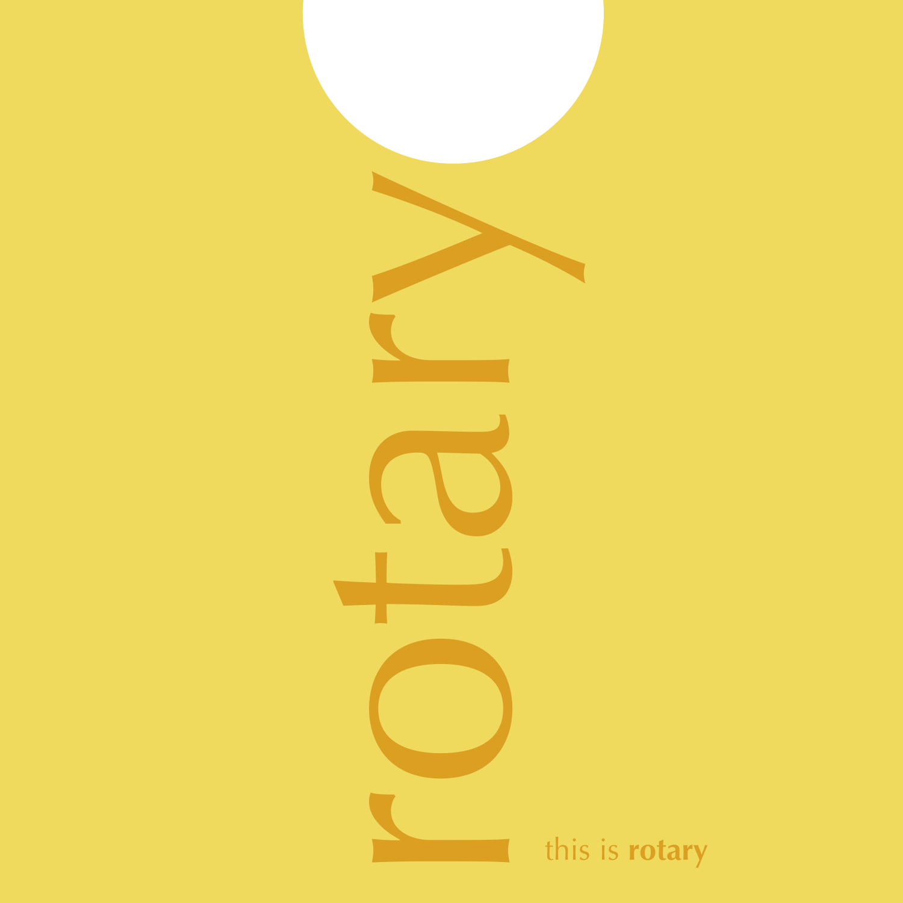# rotary

this is **rotary**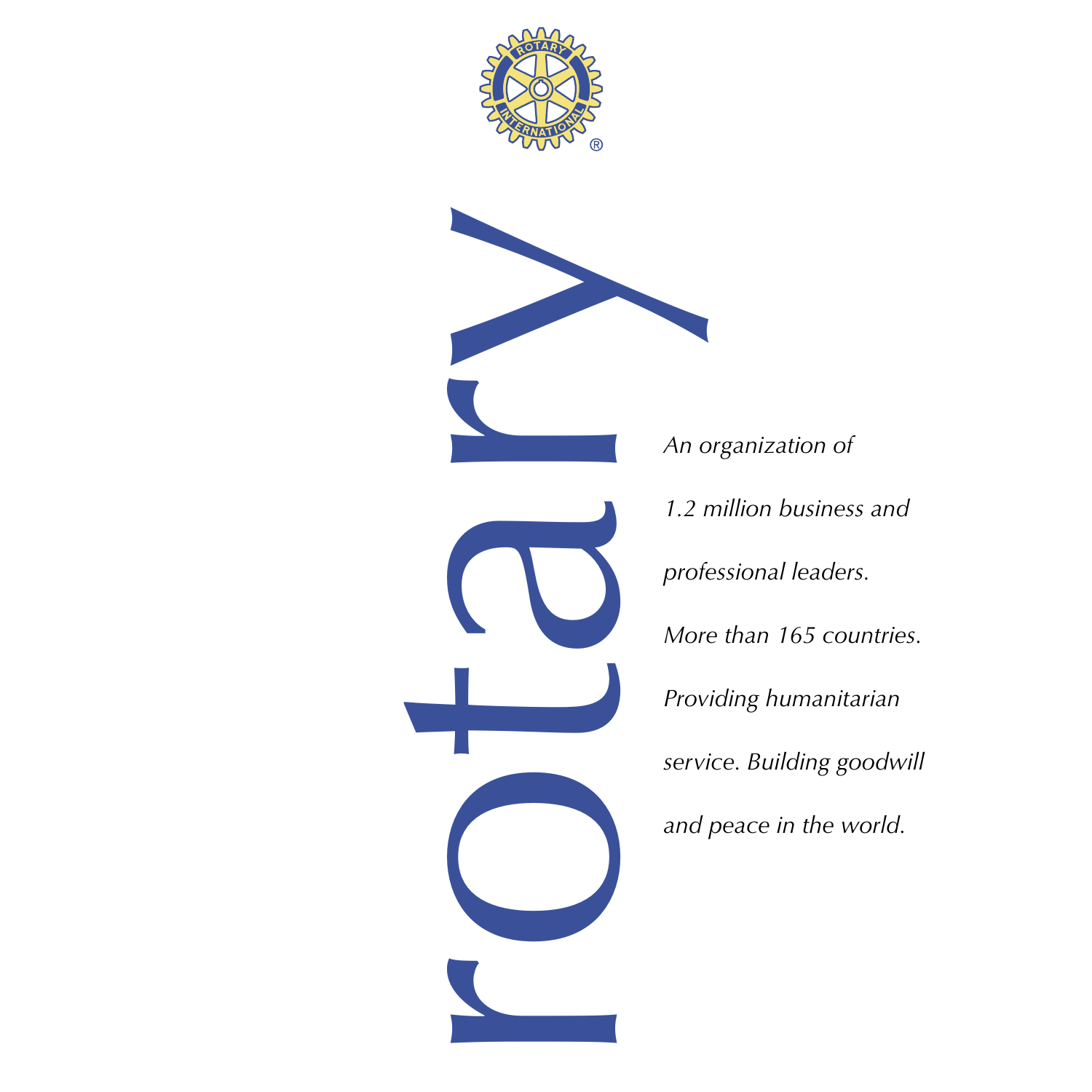# rotary

*An organization of 1.2 million business and professional leaders. More than 165 countries. Providing humanitarian service. Building goodwill and peace in the world.*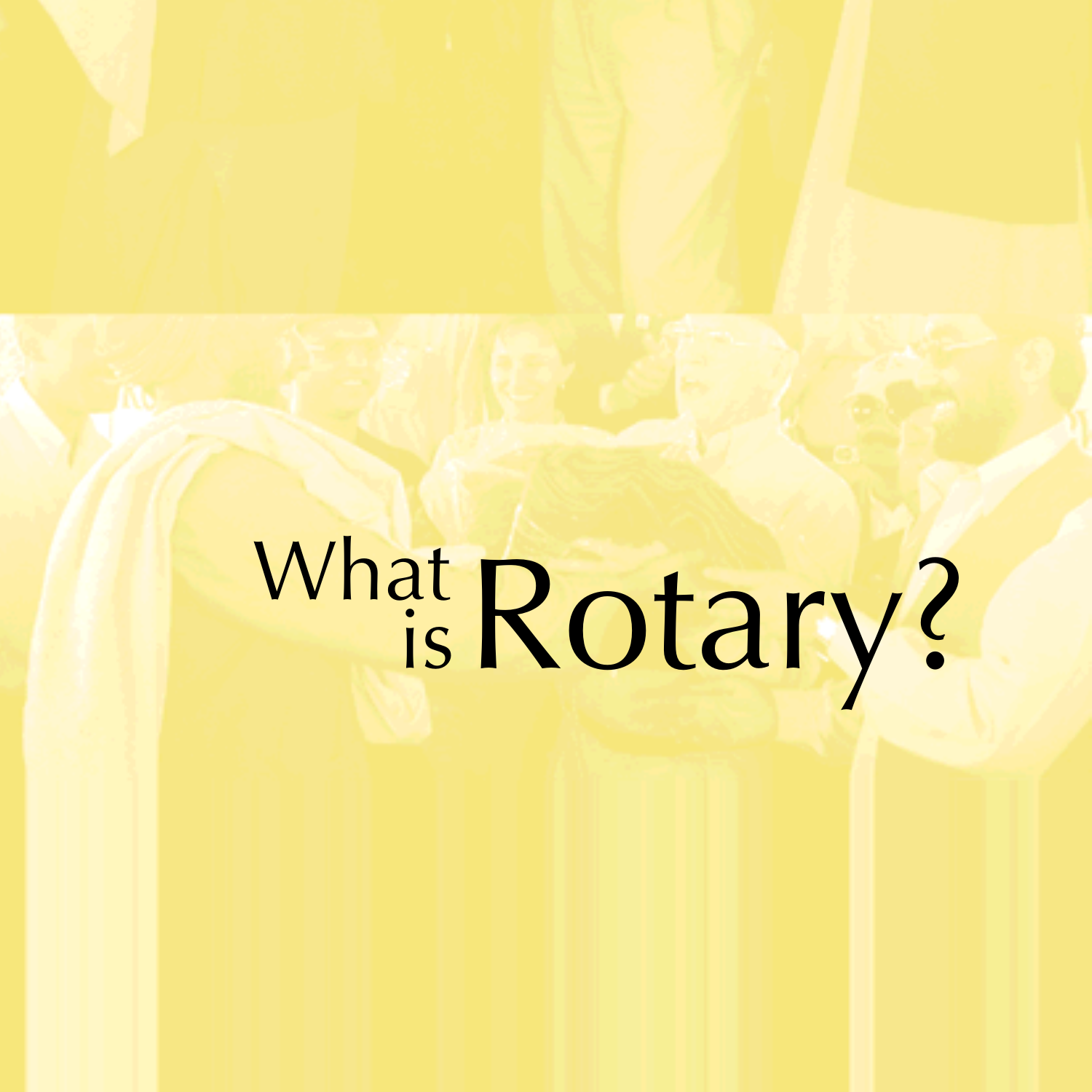# What is Rotary?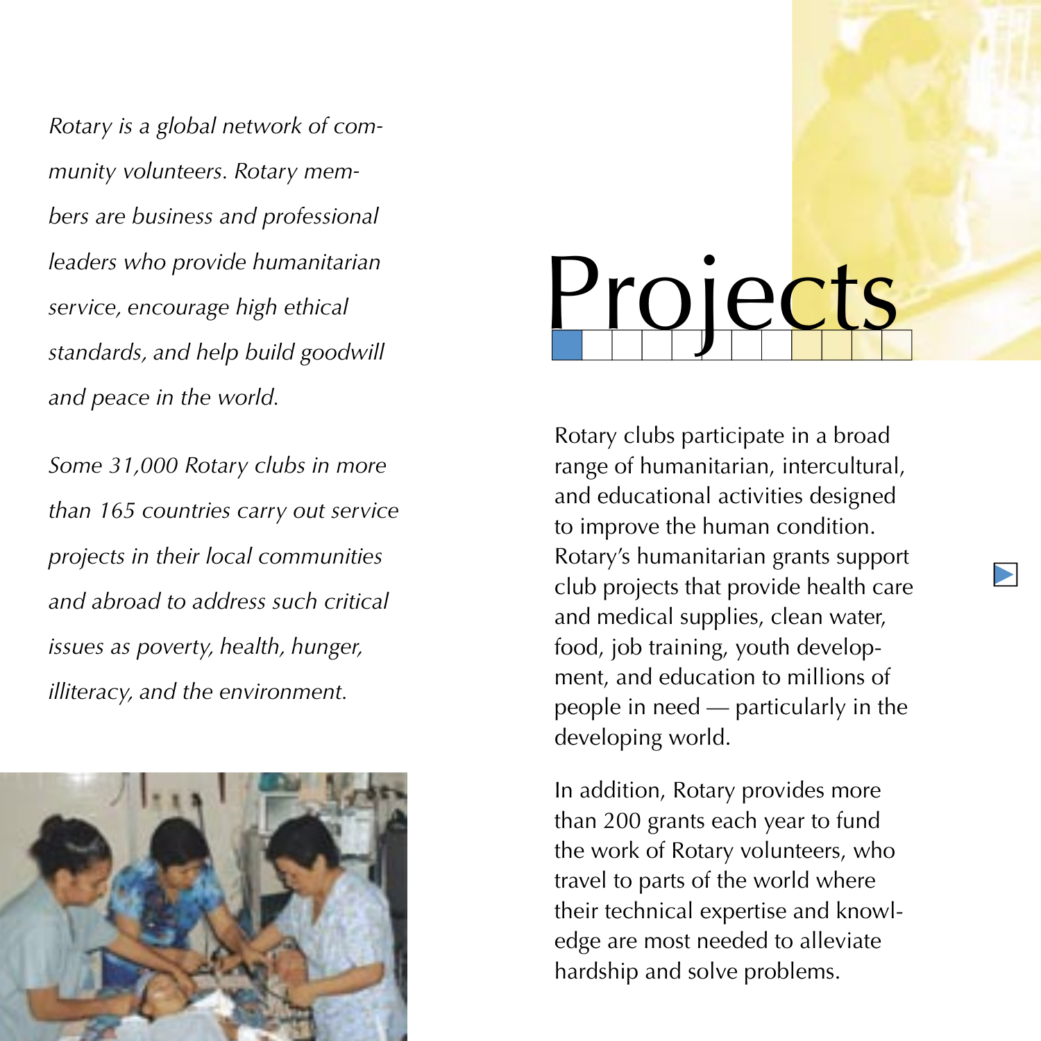*Rotary is a global network of community volunteers. Rotary members are business and professional leaders who provide humanitarian service, encourage high ethical standards, and help build goodwill and peace in the world.*

*Some 31,000 Rotary clubs in more than 165 countries carry out service projects in their local communities and abroad to address such critical issues as poverty, health, hunger, illiteracy, and the environment.*

# Projects

Rotary clubs participate in a broad range of humanitarian, intercultural, and educational activities designed to improve the human condition. Rotary's humanitarian grants support club projects that provide health care and medical supplies, clean water, food, job training, youth development, and education to millions of people in need — particularly in the developing world.

In addition, Rotary provides more than 200 grants each year to fund the work of Rotary volunteers, who travel to parts of the world where their technical expertise and knowledge are most needed to alleviate hardship and solve problems.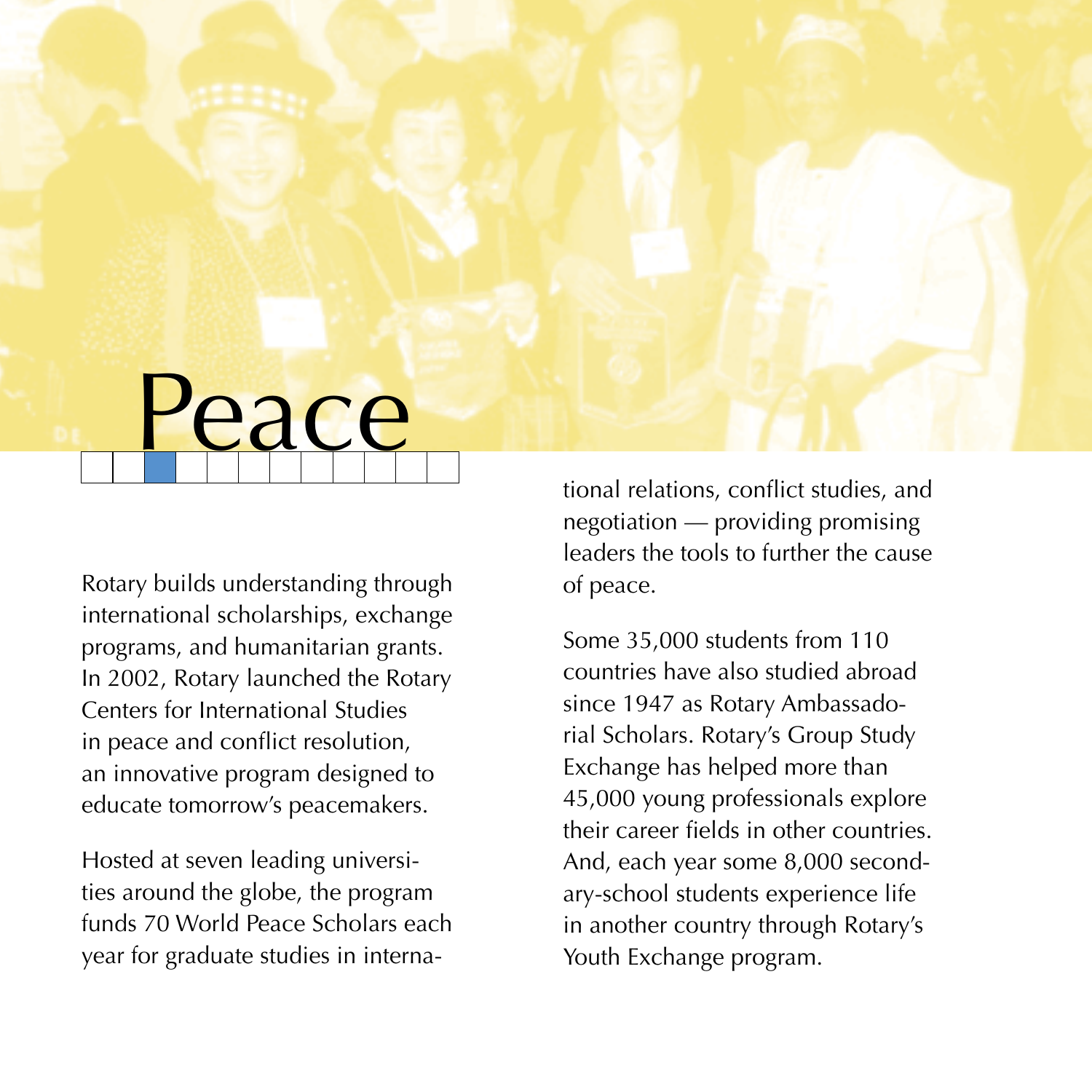# Peace

Rotary builds understanding through international scholarships, exchange programs, and humanitarian grants. In 2002, Rotary launched the Rotary Centers for International Studies in peace and conflict resolution, an innovative program designed to educate tomorrow's peacemakers.

Hosted at seven leading universities around the globe, the program funds 70 World Peace Scholars each year for graduate studies in international relations, conflict studies, and negotiation — providing promising leaders the tools to further the cause of peace.

Some 35,000 students from 110 countries have also studied abroad since 1947 as Rotary Ambassadorial Scholars. Rotary's Group Study Exchange has helped more than 45,000 young professionals explore their career fields in other countries. And, each year some 8,000 secondary-school students experience life in another country through Rotary's Youth Exchange program.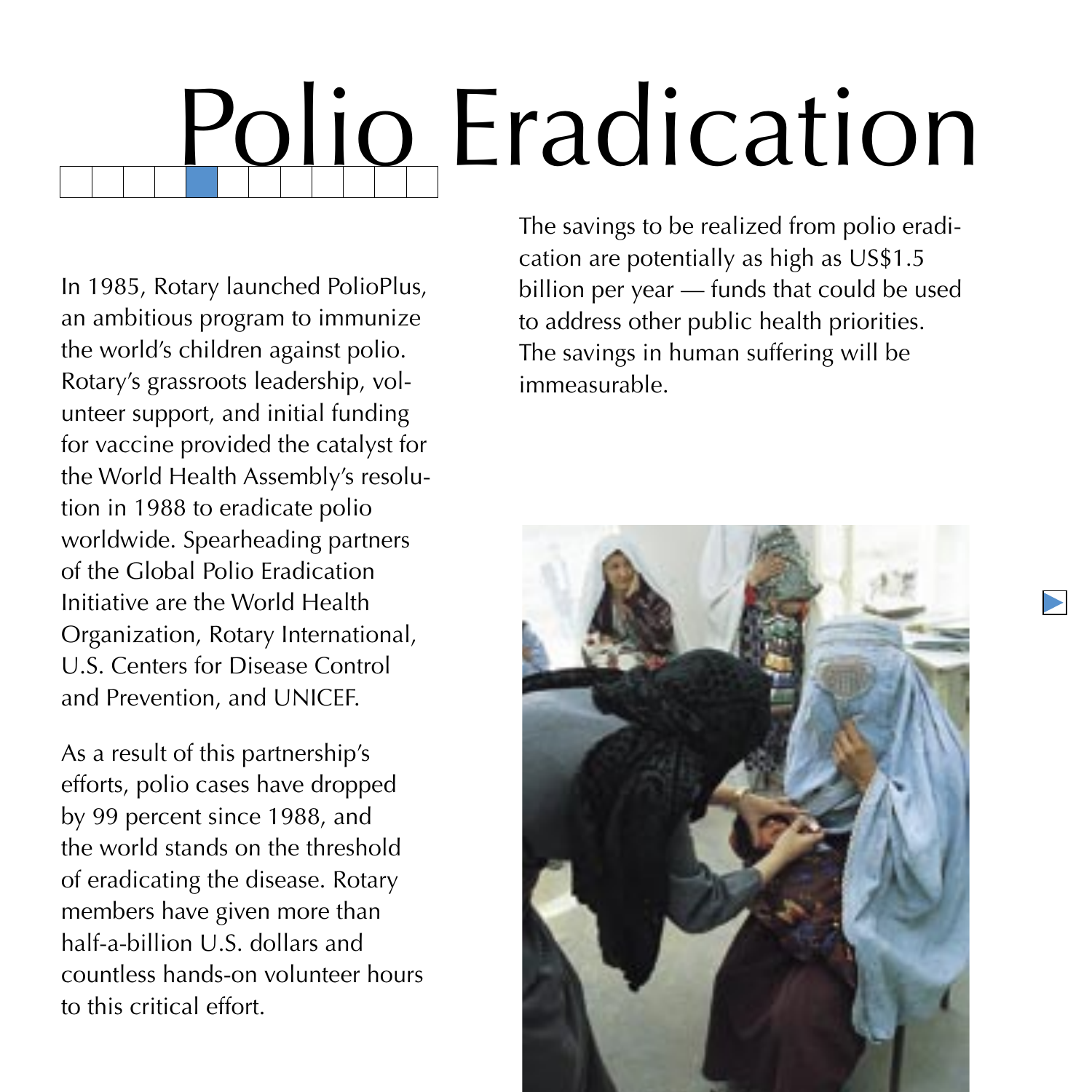# Polio Eradication

In 1985, Rotary launched PolioPlus, an ambitious program to immunize the world's children against polio. Rotary's grassroots leadership, volunteer support, and initial funding for vaccine provided the catalyst for the World Health Assembly's resolution in 1988 to eradicate polio worldwide. Spearheading partners of the Global Polio Eradication Initiative are the World Health Organization, Rotary International, U.S. Centers for Disease Control and Prevention, and UNICEF.

As a result of this partnership's efforts, polio cases have dropped by 99 percent since 1988, and the world stands on the threshold of eradicating the disease. Rotary members have given more than half-a-billion U.S. dollars and countless hands-on volunteer hours to this critical effort.

The savings to be realized from polio eradication are potentially as high as US$1.5 billion per year — funds that could be used to address other public health priorities. The savings in human suffering will be immeasurable.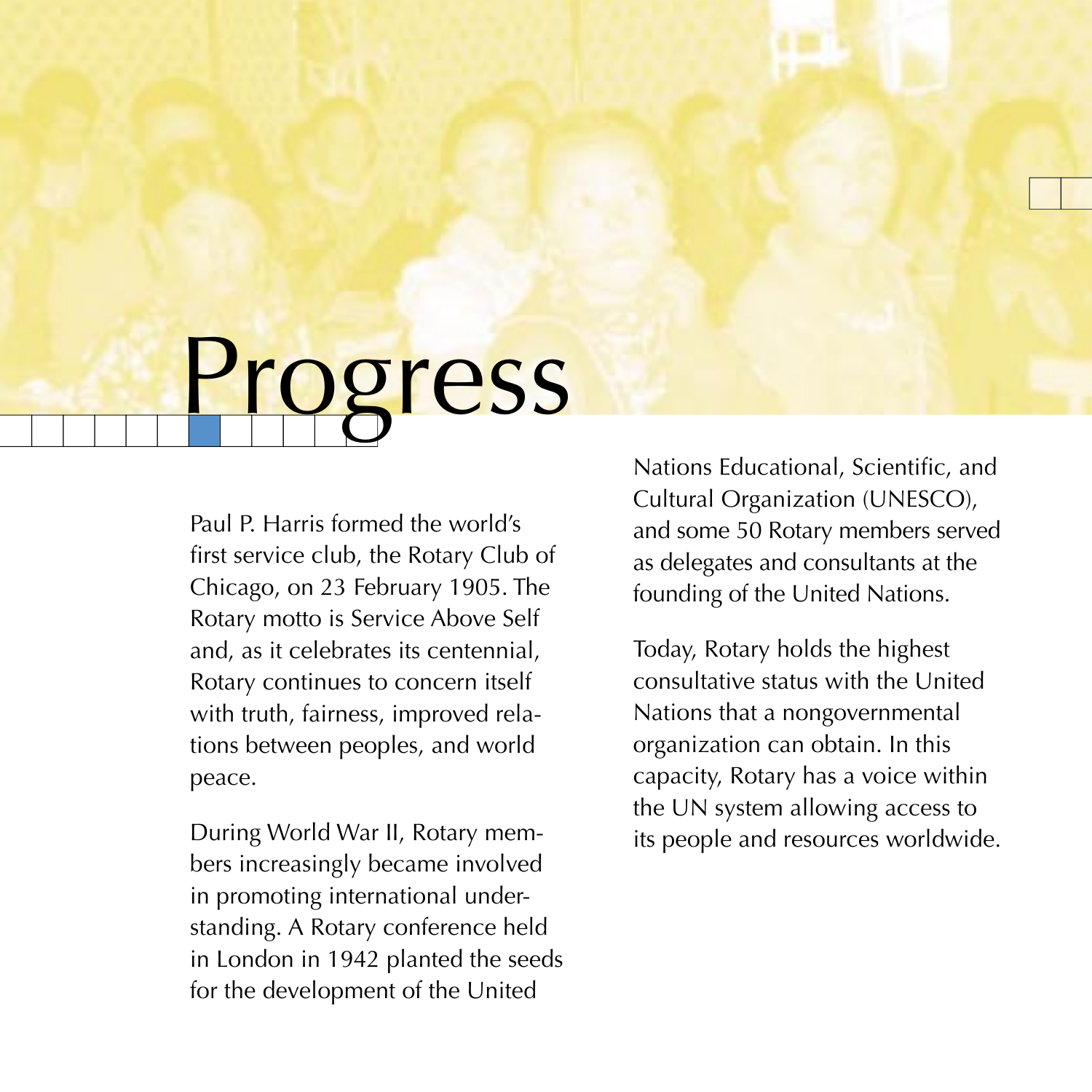# Progress

Paul P. Harris formed the world's first service club, the Rotary Club of Chicago, on 23 February 1905. The Rotary motto is Service Above Self and, as it celebrates its centennial, Rotary continues to concern itself with truth, fairness, improved relations between peoples, and world peace.

During World War II, Rotary members increasingly became involved in promoting international understanding. A Rotary conference held in London in 1942 planted the seeds for the development of the United Nations Educational, Scientific, and Cultural Organization (UNESCO), and some 50 Rotary members served as delegates and consultants at the founding of the United Nations.

Today, Rotary holds the highest consultative status with the United Nations that a nongovernmental organization can obtain. In this capacity, Rotary has a voice within the UN system allowing access to its people and resources worldwide.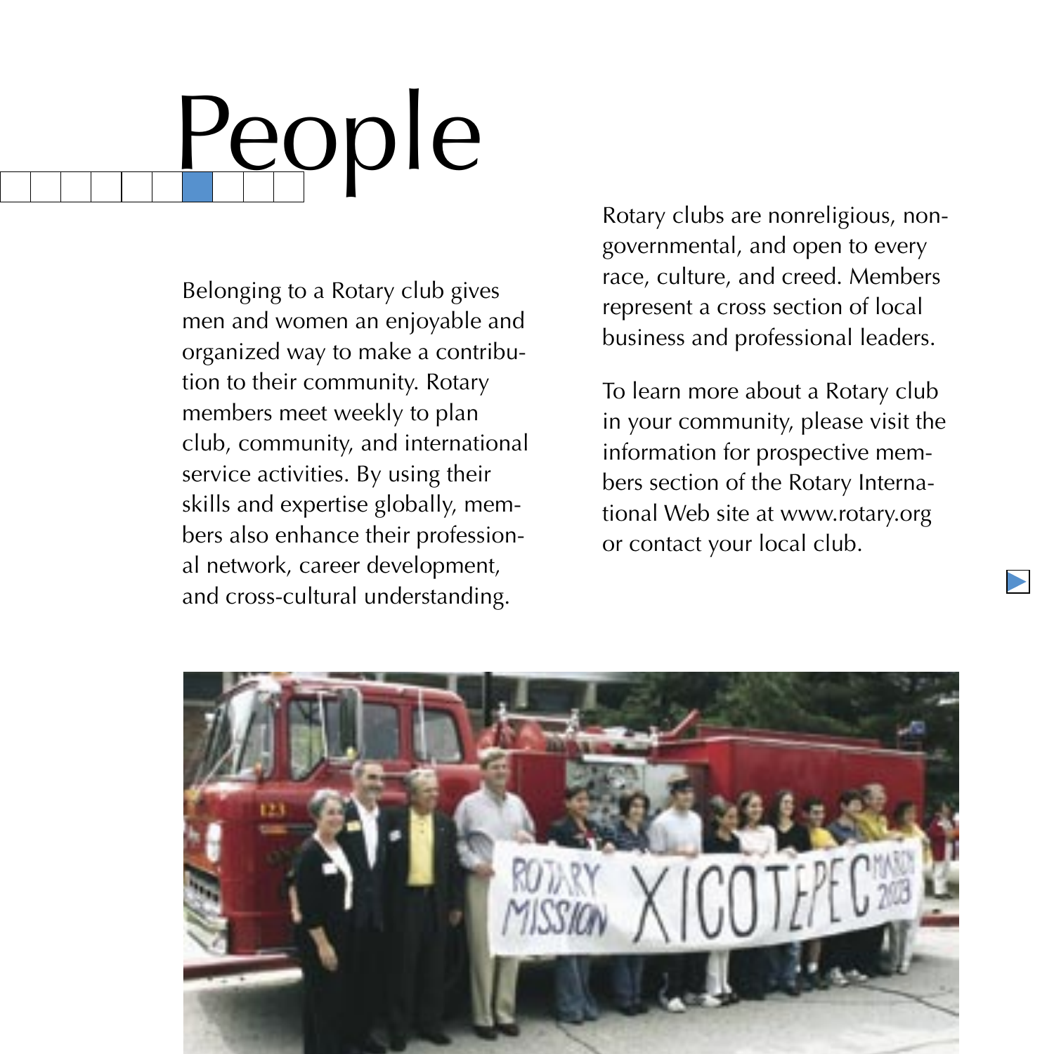# People

Belonging to a Rotary club gives men and women an enjoyable and organized way to make a contribution to their community. Rotary members meet weekly to plan club, community, and international service activities. By using their skills and expertise globally, members also enhance their professional network, career development, and cross-cultural understanding.

Rotary clubs are nonreligious, nongovernmental, and open to every race, culture, and creed. Members represent a cross section of local business and professional leaders.

To learn more about a Rotary club in your community, please visit the information for prospective members section of the Rotary International Web site at www.rotary.org or contact your local club.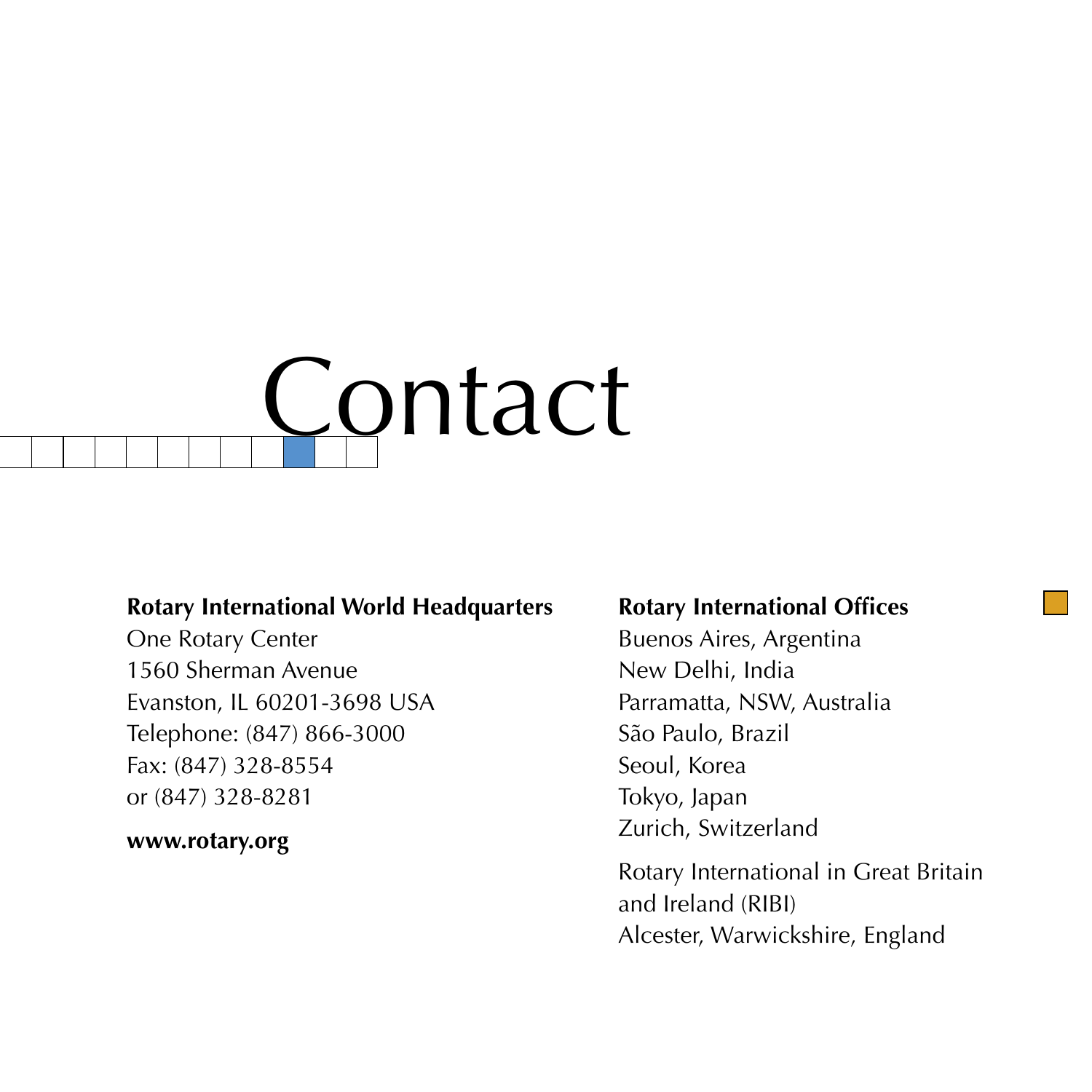# Contact

**Rotary International World Headquarters**
One Rotary Center
1560 Sherman Avenue
Evanston, IL 60201-3698 USA
Telephone: (847) 866-3000
Fax: (847) 328-8554
or (847) 328-8281

**www.rotary.org**

**Rotary International Offices**
Buenos Aires, Argentina
New Delhi, India
Parramatta, NSW, Australia
São Paulo, Brazil
Seoul, Korea
Tokyo, Japan
Zurich, Switzerland

Rotary International in Great Britain
and Ireland (RIBI)
Alcester, Warwickshire, England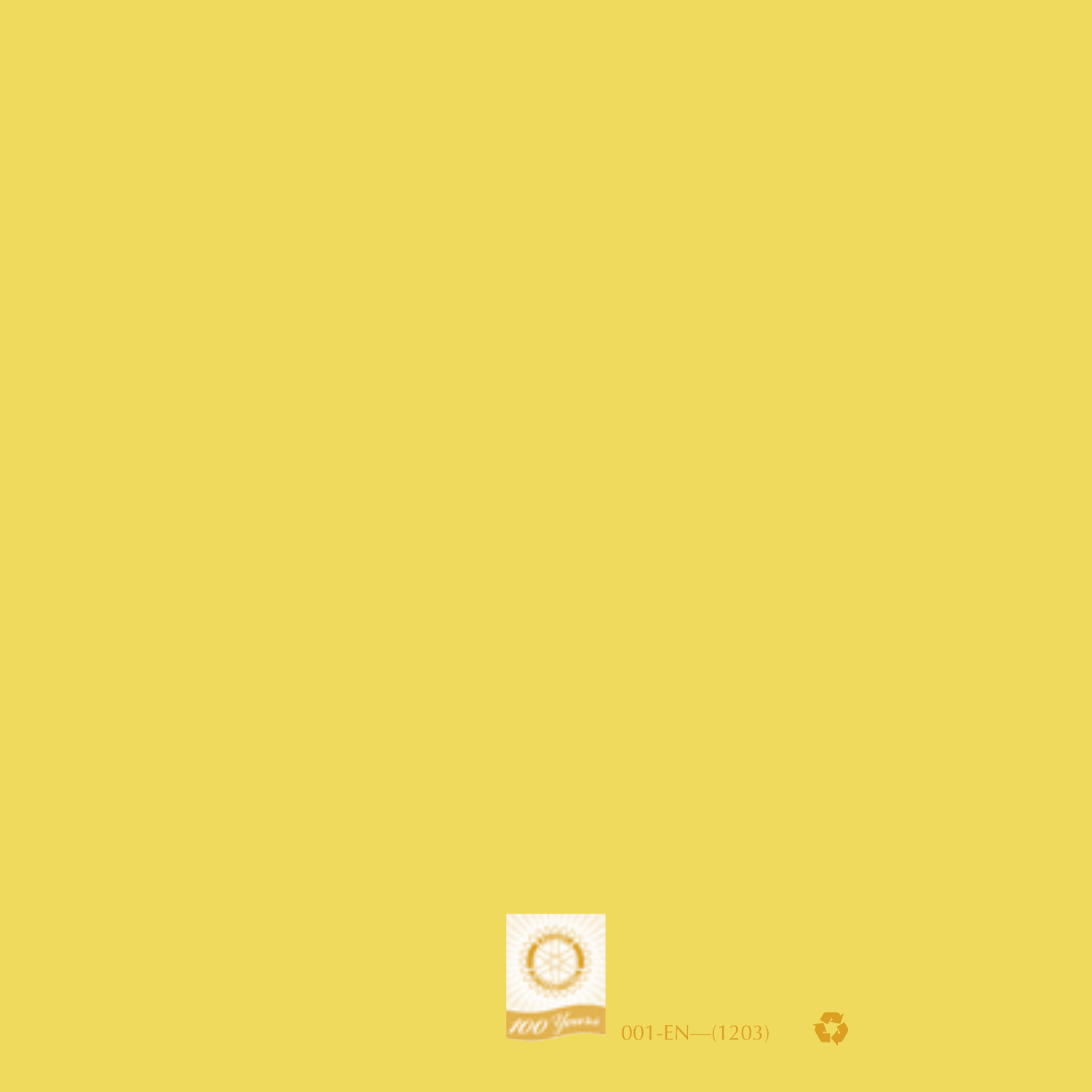001-EN—(1203)